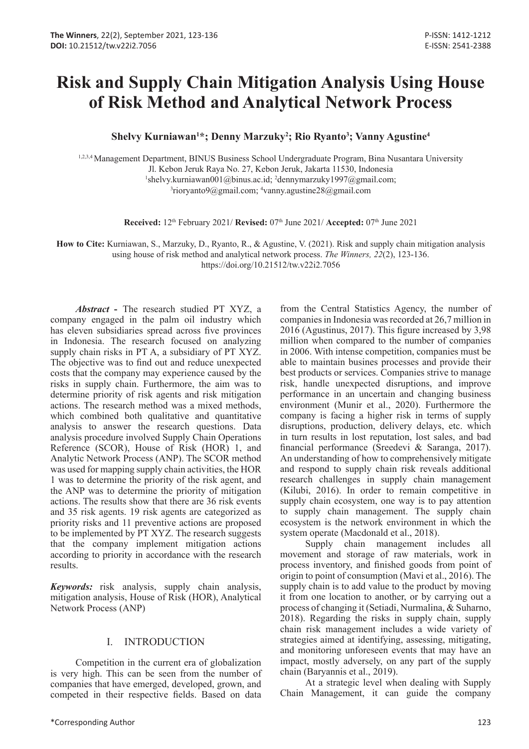# Risk and Supply Chain Mitigation Analysis Using House of Risk Method and Analytical Network Process

**Shelvy Kurniawan[1]*; Denny Marzuky[2]; Rio Ryanto[3]; Vanny Agustine[4]**

[1,2,3,4] Management Department, BINUS Business School Undergraduate Program, Bina Nusantara University
Jl. Kebon Jeruk Raya No. 27, Kebon Jeruk, Jakarta 11530, Indonesia
[1]shelvy.kurniawan001@binus.ac.id; [2]dennymarzuky1997@gmail.com;
[3]rioryanto9@gmail.com; [4]vanny.agustine28@gmail.com

**Received:** 12th February 2021/ **Revised:** 07th June 2021/ **Accepted:** 07th June 2021

**How to Cite:** Kurniawan, S., Marzuky, D., Ryanto, R., & Agustine, V. (2021). Risk and supply chain mitigation analysis using house of risk method and analytical network process. *The Winners, 22*(2), 123-136. https://doi.org/10.21512/tw.v22i2.7056

***Abstract*** **-** The research studied PT XYZ, a company engaged in the palm oil industry which has eleven subsidiaries spread across five provinces in Indonesia. The research focused on analyzing supply chain risks in PT A, a subsidiary of PT XYZ. The objective was to find out and reduce unexpected costs that the company may experience caused by the risks in supply chain. Furthermore, the aim was to determine priority of risk agents and risk mitigation actions. The research method was a mixed methods, which combined both qualitative and quantitative analysis to answer the research questions. Data analysis procedure involved Supply Chain Operations Reference (SCOR), House of Risk (HOR) 1, and Analytic Network Process (ANP). The SCOR method was used for mapping supply chain activities, the HOR 1 was to determine the priority of the risk agent, and the ANP was to determine the priority of mitigation actions. The results show that there are 36 risk events and 35 risk agents. 19 risk agents are categorized as priority risks and 11 preventive actions are proposed to be implemented by PT XYZ. The research suggests that the company implement mitigation actions according to priority in accordance with the research results.

***Keywords:*** risk analysis, supply chain analysis, mitigation analysis, House of Risk (HOR), Analytical Network Process (ANP)

## I. INTRODUCTION

Competition in the current era of globalization is very high. This can be seen from the number of companies that have emerged, developed, grown, and competed in their respective fields. Based on data from the Central Statistics Agency, the number of companies in Indonesia was recorded at 26,7 million in 2016 (Agustinus, 2017). This figure increased by 3,98 million when compared to the number of companies in 2006. With intense competition, companies must be able to maintain busines processes and provide their best products or services. Companies strive to manage risk, handle unexpected disruptions, and improve performance in an uncertain and changing business environment (Munir et al., 2020). Furthermore the company is facing a higher risk in terms of supply disruptions, production, delivery delays, etc. which in turn results in lost reputation, lost sales, and bad financial performance (Sreedevi & Saranga, 2017). An understanding of how to comprehensively mitigate and respond to supply chain risk reveals additional research challenges in supply chain management (Kilubi, 2016). In order to remain competitive in supply chain ecosystem, one way is to pay attention to supply chain management. The supply chain ecosystem is the network environment in which the system operate (Macdonald et al., 2018).

Supply chain management includes all movement and storage of raw materials, work in process inventory, and finished goods from point of origin to point of consumption (Mavi et al., 2016). The supply chain is to add value to the product by moving it from one location to another, or by carrying out a process of changing it (Setiadi, Nurmalina, & Suharno, 2018). Regarding the risks in supply chain, supply chain risk management includes a wide variety of strategies aimed at identifying, assessing, mitigating, and monitoring unforeseen events that may have an impact, mostly adversely, on any part of the supply chain (Baryannis et al., 2019).

At a strategic level when dealing with Supply Chain Management, it can guide the company

*Corresponding Author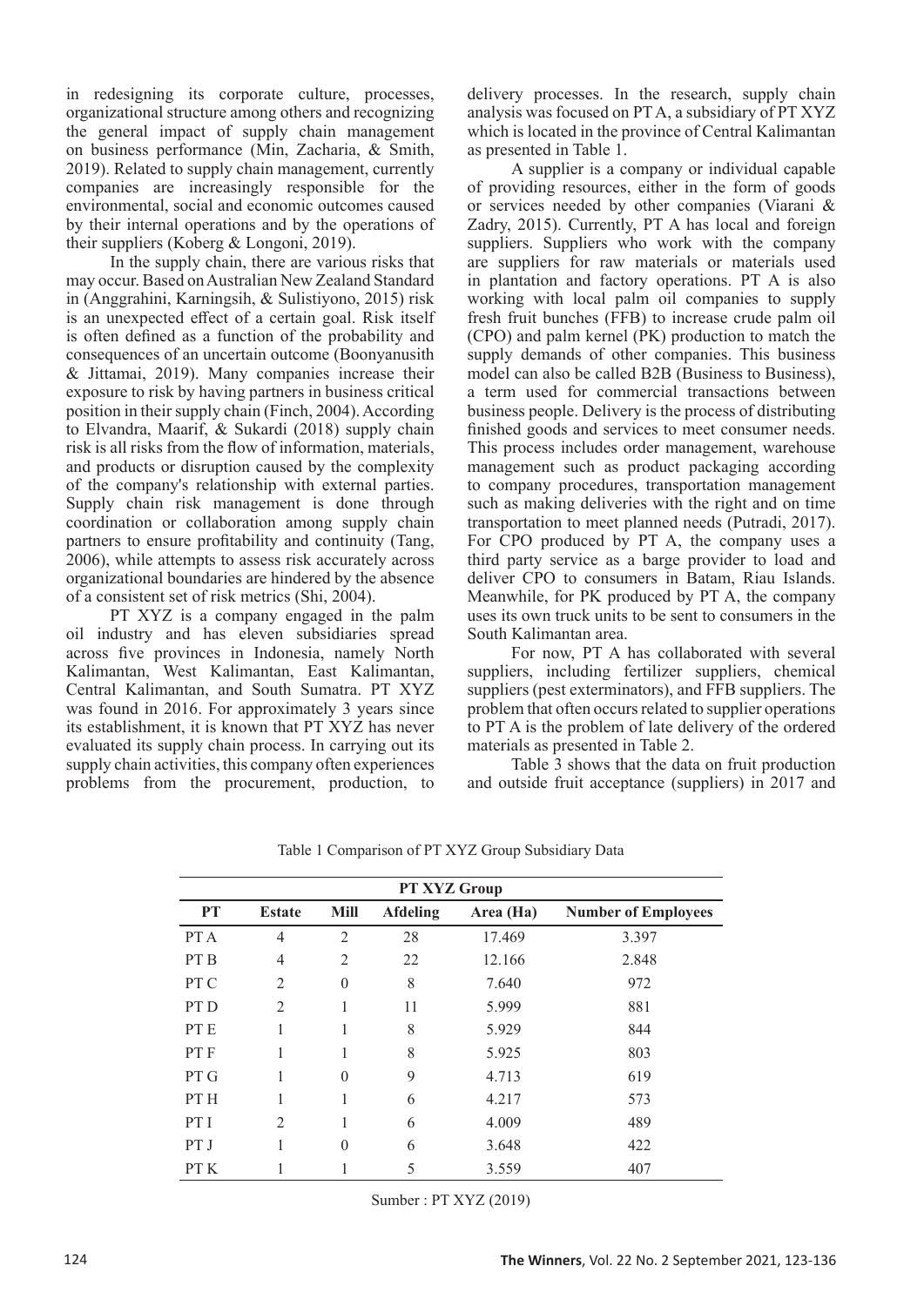in redesigning its corporate culture, processes, organizational structure among others and recognizing the general impact of supply chain management on business performance (Min, Zacharia, & Smith, 2019). Related to supply chain management, currently companies are increasingly responsible for the environmental, social and economic outcomes caused by their internal operations and by the operations of their suppliers (Koberg & Longoni, 2019).

In the supply chain, there are various risks that may occur. Based on Australian New Zealand Standard in (Anggrahini, Karningsih, & Sulistiyono, 2015) risk is an unexpected effect of a certain goal. Risk itself is often defined as a function of the probability and consequences of an uncertain outcome (Boonyanusith & Jittamai, 2019). Many companies increase their exposure to risk by having partners in business critical position in their supply chain (Finch, 2004). According to Elvandra, Maarif, & Sukardi (2018) supply chain risk is all risks from the flow of information, materials, and products or disruption caused by the complexity of the company's relationship with external parties. Supply chain risk management is done through coordination or collaboration among supply chain partners to ensure profitability and continuity (Tang, 2006), while attempts to assess risk accurately across organizational boundaries are hindered by the absence of a consistent set of risk metrics (Shi, 2004).

PT XYZ is a company engaged in the palm oil industry and has eleven subsidiaries spread across five provinces in Indonesia, namely North Kalimantan, West Kalimantan, East Kalimantan, Central Kalimantan, and South Sumatra. PT XYZ was found in 2016. For approximately 3 years since its establishment, it is known that PT XYZ has never evaluated its supply chain process. In carrying out its supply chain activities, this company often experiences problems from the procurement, production, to delivery processes. In the research, supply chain analysis was focused on PT A, a subsidiary of PT XYZ which is located in the province of Central Kalimantan as presented in Table 1.

A supplier is a company or individual capable of providing resources, either in the form of goods or services needed by other companies (Viarani & Zadry, 2015). Currently, PT A has local and foreign suppliers. Suppliers who work with the company are suppliers for raw materials or materials used in plantation and factory operations. PT A is also working with local palm oil companies to supply fresh fruit bunches (FFB) to increase crude palm oil (CPO) and palm kernel (PK) production to match the supply demands of other companies. This business model can also be called B2B (Business to Business), a term used for commercial transactions between business people. Delivery is the process of distributing finished goods and services to meet consumer needs. This process includes order management, warehouse management such as product packaging according to company procedures, transportation management such as making deliveries with the right and on time transportation to meet planned needs (Putradi, 2017). For CPO produced by PT A, the company uses a third party service as a barge provider to load and deliver CPO to consumers in Batam, Riau Islands. Meanwhile, for PK produced by PT A, the company uses its own truck units to be sent to consumers in the South Kalimantan area.

For now, PT A has collaborated with several suppliers, including fertilizer suppliers, chemical suppliers (pest exterminators), and FFB suppliers. The problem that often occurs related to supplier operations to PT A is the problem of late delivery of the ordered materials as presented in Table 2.

Table 3 shows that the data on fruit production and outside fruit acceptance (suppliers) in 2017 and

Table 1 Comparison of PT XYZ Group Subsidiary Data

| PT XYZ Group | | | | | |
|---|---|---|---|---|---|
| **PT** | **Estate** | **Mill** | **Afdeling** | **Area (Ha)** | **Number of Employees** |
| PT A | 4 | 2 | 28 | 17.469 | 3.397 |
| PT B | 4 | 2 | 22 | 12.166 | 2.848 |
| PT C | 2 | 0 | 8 | 7.640 | 972 |
| PT D | 2 | 1 | 11 | 5.999 | 881 |
| PT E | 1 | 1 | 8 | 5.929 | 844 |
| PT F | 1 | 1 | 8 | 5.925 | 803 |
| PT G | 1 | 0 | 9 | 4.713 | 619 |
| PT H | 1 | 1 | 6 | 4.217 | 573 |
| PT I | 2 | 1 | 6 | 4.009 | 489 |
| PT J | 1 | 0 | 6 | 3.648 | 422 |
| PT K | 1 | 1 | 5 | 3.559 | 407 |

Sumber : PT XYZ (2019)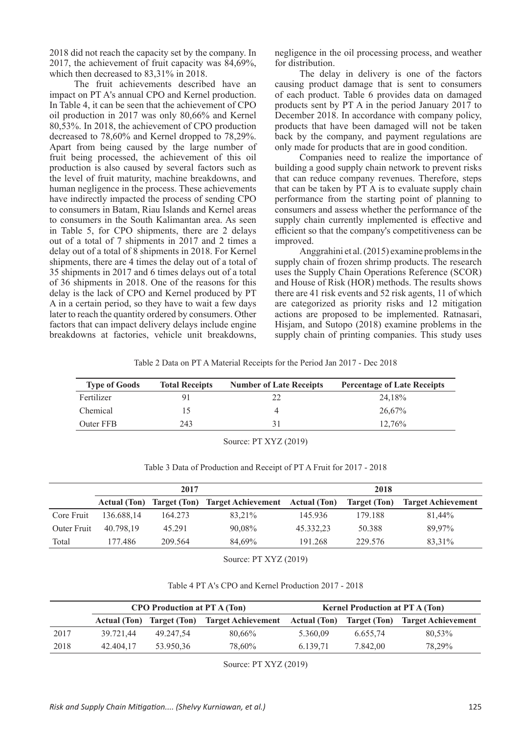2018 did not reach the capacity set by the company. In 2017, the achievement of fruit capacity was 84,69%, which then decreased to 83,31% in 2018.

The fruit achievements described have an impact on PT A's annual CPO and Kernel production. In Table 4, it can be seen that the achievement of CPO oil production in 2017 was only 80,66% and Kernel 80,53%. In 2018, the achievement of CPO production decreased to 78,60% and Kernel dropped to 78,29%. Apart from being caused by the large number of fruit being processed, the achievement of this oil production is also caused by several factors such as the level of fruit maturity, machine breakdowns, and human negligence in the process. These achievements have indirectly impacted the process of sending CPO to consumers in Batam, Riau Islands and Kernel areas to consumers in the South Kalimantan area. As seen in Table 5, for CPO shipments, there are 2 delays out of a total of 7 shipments in 2017 and 2 times a delay out of a total of 8 shipments in 2018. For Kernel shipments, there are 4 times the delay out of a total of 35 shipments in 2017 and 6 times delays out of a total of 36 shipments in 2018. One of the reasons for this delay is the lack of CPO and Kernel produced by PT A in a certain period, so they have to wait a few days later to reach the quantity ordered by consumers. Other factors that can impact delivery delays include engine breakdowns at factories, vehicle unit breakdowns, negligence in the oil processing process, and weather for distribution.

The delay in delivery is one of the factors causing product damage that is sent to consumers of each product. Table 6 provides data on damaged products sent by PT A in the period January 2017 to December 2018. In accordance with company policy, products that have been damaged will not be taken back by the company, and payment regulations are only made for products that are in good condition.

Companies need to realize the importance of building a good supply chain network to prevent risks that can reduce company revenues. Therefore, steps that can be taken by PT A is to evaluate supply chain performance from the starting point of planning to consumers and assess whether the performance of the supply chain currently implemented is effective and efficient so that the company's competitiveness can be improved.

Anggrahini et al. (2015) examine problems in the supply chain of frozen shrimp products. The research uses the Supply Chain Operations Reference (SCOR) and House of Risk (HOR) methods. The results shows there are 41 risk events and 52 risk agents, 11 of which are categorized as priority risks and 12 mitigation actions are proposed to be implemented. Ratnasari, Hisjam, and Sutopo (2018) examine problems in the supply chain of printing companies. This study uses

Table 2 Data on PT A Material Receipts for the Period Jan 2017 - Dec 2018

| Type of Goods | Total Receipts | Number of Late Receipts | Percentage of Late Receipts |
|---|---|---|---|
| Fertilizer | 91 | 22 | 24,18% |
| Chemical | 15 | 4 | 26,67% |
| Outer FFB | 243 | 31 | 12,76% |

Source: PT XYZ (2019)

Table 3 Data of Production and Receipt of PT A Fruit for 2017 - 2018

| | 2017 | | | 2018 | | |
|---|---|---|---|---|---|---|
| | Actual (Ton) | Target (Ton) | Target Achievement | Actual (Ton) | Target (Ton) | Target Achievement |
| Core Fruit | 136.688,14 | 164.273 | 83,21% | 145.936 | 179.188 | 81,44% |
| Outer Fruit | 40.798,19 | 45.291 | 90,08% | 45.332,23 | 50.388 | 89,97% |
| Total | 177.486 | 209.564 | 84,69% | 191.268 | 229.576 | 83,31% |

Source: PT XYZ (2019)

Table 4 PT A's CPO and Kernel Production 2017 - 2018

| | CPO Production at PT A (Ton) | | | Kernel Production at PT A (Ton) | | |
|---|---|---|---|---|---|---|
| | Actual (Ton) | Target (Ton) | Target Achievement | Actual (Ton) | Target (Ton) | Target Achievement |
| 2017 | 39.721,44 | 49.247,54 | 80,66% | 5.360,09 | 6.655,74 | 80,53% |
| 2018 | 42.404,17 | 53.950,36 | 78,60% | 6.139,71 | 7.842,00 | 78,29% |

Source: PT XYZ (2019)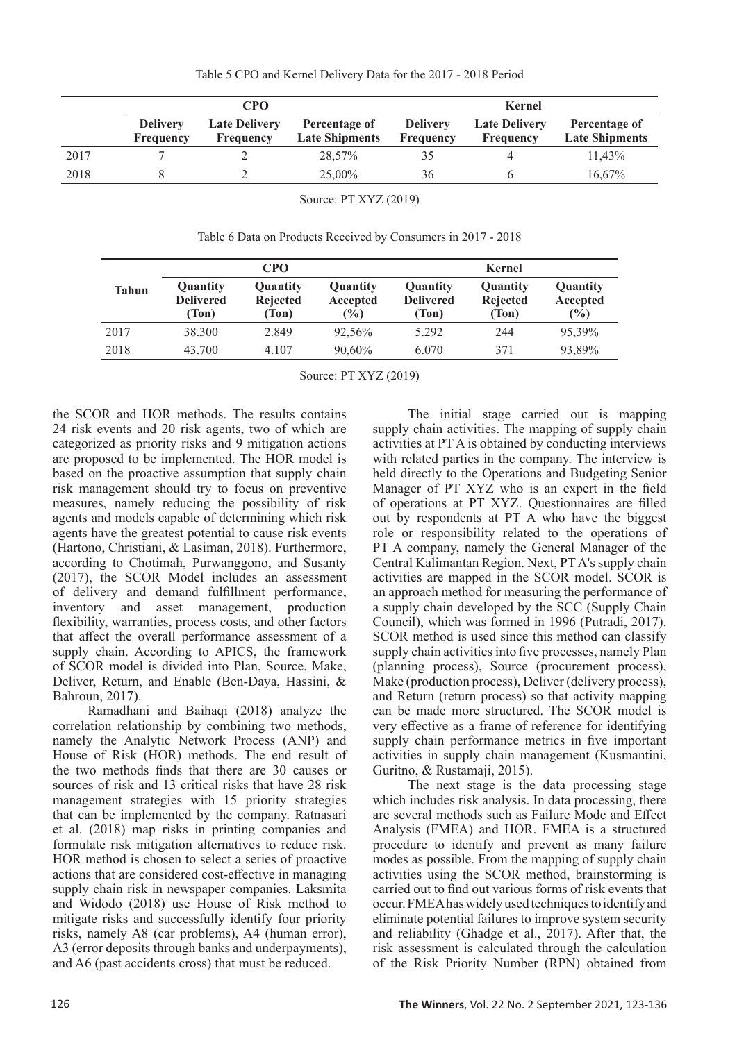Table 5 CPO and Kernel Delivery Data for the 2017 - 2018 Period

| | CPO | | | Kernel | | |
|---|---|---|---|---|---|---|
| | **Delivery Frequency** | **Late Delivery Frequency** | **Percentage of Late Shipments** | **Delivery Frequency** | **Late Delivery Frequency** | **Percentage of Late Shipments** |
| 2017 | 7 | 2 | 28,57% | 35 | 4 | 11,43% |
| 2018 | 8 | 2 | 25,00% | 36 | 6 | 16,67% |

Source: PT XYZ (2019)

Table 6 Data on Products Received by Consumers in 2017 - 2018

| **Tahun** | CPO | | | Kernel | | |
|---|---|---|---|---|---|---|
| | **Quantity Delivered (Ton)** | **Quantity Rejected (Ton)** | **Quantity Accepted (%)** | **Quantity Delivered (Ton)** | **Quantity Rejected (Ton)** | **Quantity Accepted (%)** |
| 2017 | 38.300 | 2.849 | 92,56% | 5.292 | 244 | 95,39% |
| 2018 | 43.700 | 4.107 | 90,60% | 6.070 | 371 | 93,89% |

Source: PT XYZ (2019)

the SCOR and HOR methods. The results contains 24 risk events and 20 risk agents, two of which are categorized as priority risks and 9 mitigation actions are proposed to be implemented. The HOR model is based on the proactive assumption that supply chain risk management should try to focus on preventive measures, namely reducing the possibility of risk agents and models capable of determining which risk agents have the greatest potential to cause risk events (Hartono, Christiani, & Lasiman, 2018). Furthermore, according to Chotimah, Purwanggono, and Susanty (2017), the SCOR Model includes an assessment of delivery and demand fulfillment performance, inventory and asset management, production flexibility, warranties, process costs, and other factors that affect the overall performance assessment of a supply chain. According to APICS, the framework of SCOR model is divided into Plan, Source, Make, Deliver, Return, and Enable (Ben-Daya, Hassini, & Bahroun, 2017).

Ramadhani and Baihaqi (2018) analyze the correlation relationship by combining two methods, namely the Analytic Network Process (ANP) and House of Risk (HOR) methods. The end result of the two methods finds that there are 30 causes or sources of risk and 13 critical risks that have 28 risk management strategies with 15 priority strategies that can be implemented by the company. Ratnasari et al. (2018) map risks in printing companies and formulate risk mitigation alternatives to reduce risk. HOR method is chosen to select a series of proactive actions that are considered cost-effective in managing supply chain risk in newspaper companies. Laksmita and Widodo (2018) use House of Risk method to mitigate risks and successfully identify four priority risks, namely A8 (car problems), A4 (human error), A3 (error deposits through banks and underpayments), and A6 (past accidents cross) that must be reduced.

The initial stage carried out is mapping supply chain activities. The mapping of supply chain activities at PT A is obtained by conducting interviews with related parties in the company. The interview is held directly to the Operations and Budgeting Senior Manager of PT XYZ who is an expert in the field of operations at PT XYZ. Questionnaires are filled out by respondents at PT A who have the biggest role or responsibility related to the operations of PT A company, namely the General Manager of the Central Kalimantan Region. Next, PT A's supply chain activities are mapped in the SCOR model. SCOR is an approach method for measuring the performance of a supply chain developed by the SCC (Supply Chain Council), which was formed in 1996 (Putradi, 2017). SCOR method is used since this method can classify supply chain activities into five processes, namely Plan (planning process), Source (procurement process), Make (production process), Deliver (delivery process), and Return (return process) so that activity mapping can be made more structured. The SCOR model is very effective as a frame of reference for identifying supply chain performance metrics in five important activities in supply chain management (Kusmantini, Guritno, & Rustamaji, 2015).

The next stage is the data processing stage which includes risk analysis. In data processing, there are several methods such as Failure Mode and Effect Analysis (FMEA) and HOR. FMEA is a structured procedure to identify and prevent as many failure modes as possible. From the mapping of supply chain activities using the SCOR method, brainstorming is carried out to find out various forms of risk events that occur. FMEA has widely used techniques to identify and eliminate potential failures to improve system security and reliability (Ghadge et al., 2017). After that, the risk assessment is calculated through the calculation of the Risk Priority Number (RPN) obtained from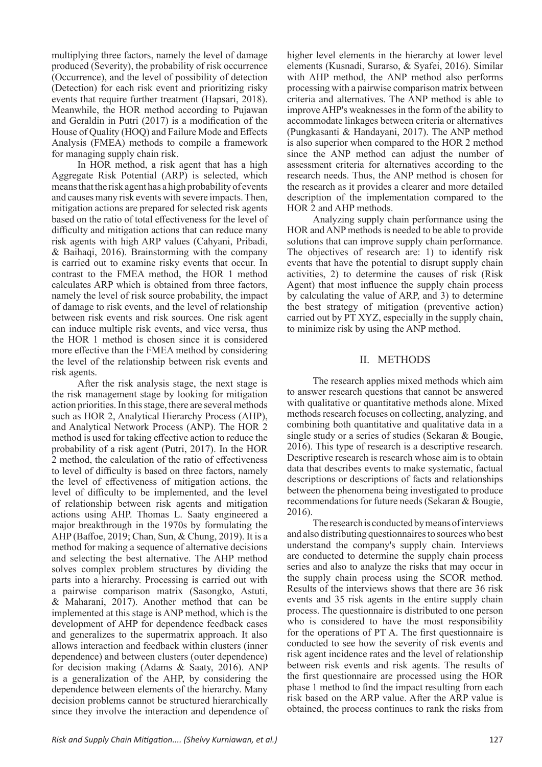multiplying three factors, namely the level of damage produced (Severity), the probability of risk occurrence (Occurrence), and the level of possibility of detection (Detection) for each risk event and prioritizing risky events that require further treatment (Hapsari, 2018). Meanwhile, the HOR method according to Pujawan and Geraldin in Putri (2017) is a modification of the House of Quality (HOQ) and Failure Mode and Effects Analysis (FMEA) methods to compile a framework for managing supply chain risk.

In HOR method, a risk agent that has a high Aggregate Risk Potential (ARP) is selected, which means that the risk agent has a high probability of events and causes many risk events with severe impacts. Then, mitigation actions are prepared for selected risk agents based on the ratio of total effectiveness for the level of difficulty and mitigation actions that can reduce many risk agents with high ARP values (Cahyani, Pribadi, & Baihaqi, 2016). Brainstorming with the company is carried out to examine risky events that occur. In contrast to the FMEA method, the HOR 1 method calculates ARP which is obtained from three factors, namely the level of risk source probability, the impact of damage to risk events, and the level of relationship between risk events and risk sources. One risk agent can induce multiple risk events, and vice versa, thus the HOR 1 method is chosen since it is considered more effective than the FMEA method by considering the level of the relationship between risk events and risk agents.

After the risk analysis stage, the next stage is the risk management stage by looking for mitigation action priorities. In this stage, there are several methods such as HOR 2, Analytical Hierarchy Process (AHP), and Analytical Network Process (ANP). The HOR 2 method is used for taking effective action to reduce the probability of a risk agent (Putri, 2017). In the HOR 2 method, the calculation of the ratio of effectiveness to level of difficulty is based on three factors, namely the level of effectiveness of mitigation actions, the level of difficulty to be implemented, and the level of relationship between risk agents and mitigation actions using AHP. Thomas L. Saaty engineered a major breakthrough in the 1970s by formulating the AHP (Baffoe, 2019; Chan, Sun, & Chung, 2019). It is a method for making a sequence of alternative decisions and selecting the best alternative. The AHP method solves complex problem structures by dividing the parts into a hierarchy. Processing is carried out with a pairwise comparison matrix (Sasongko, Astuti, & Maharani, 2017). Another method that can be implemented at this stage is ANP method, which is the development of AHP for dependence feedback cases and generalizes to the supermatrix approach. It also allows interaction and feedback within clusters (inner dependence) and between clusters (outer dependence) for decision making (Adams & Saaty, 2016). ANP is a generalization of the AHP, by considering the dependence between elements of the hierarchy. Many decision problems cannot be structured hierarchically since they involve the interaction and dependence of higher level elements in the hierarchy at lower level elements (Kusnadi, Surarso, & Syafei, 2016). Similar with AHP method, the ANP method also performs processing with a pairwise comparison matrix between criteria and alternatives. The ANP method is able to improve AHP's weaknesses in the form of the ability to accommodate linkages between criteria or alternatives (Pungkasanti & Handayani, 2017). The ANP method is also superior when compared to the HOR 2 method since the ANP method can adjust the number of assessment criteria for alternatives according to the research needs. Thus, the ANP method is chosen for the research as it provides a clearer and more detailed description of the implementation compared to the HOR 2 and AHP methods.

Analyzing supply chain performance using the HOR and ANP methods is needed to be able to provide solutions that can improve supply chain performance. The objectives of research are: 1) to identify risk events that have the potential to disrupt supply chain activities, 2) to determine the causes of risk (Risk Agent) that most influence the supply chain process by calculating the value of ARP, and 3) to determine the best strategy of mitigation (preventive action) carried out by PT XYZ, especially in the supply chain, to minimize risk by using the ANP method.

## II. METHODS

The research applies mixed methods which aim to answer research questions that cannot be answered with qualitative or quantitative methods alone. Mixed methods research focuses on collecting, analyzing, and combining both quantitative and qualitative data in a single study or a series of studies (Sekaran & Bougie, 2016). This type of research is a descriptive research. Descriptive research is research whose aim is to obtain data that describes events to make systematic, factual descriptions or descriptions of facts and relationships between the phenomena being investigated to produce recommendations for future needs (Sekaran & Bougie, 2016).

The research is conducted by means of interviews and also distributing questionnaires to sources who best understand the company's supply chain. Interviews are conducted to determine the supply chain process series and also to analyze the risks that may occur in the supply chain process using the SCOR method. Results of the interviews shows that there are 36 risk events and 35 risk agents in the entire supply chain process. The questionnaire is distributed to one person who is considered to have the most responsibility for the operations of PT A. The first questionnaire is conducted to see how the severity of risk events and risk agent incidence rates and the level of relationship between risk events and risk agents. The results of the first questionnaire are processed using the HOR phase 1 method to find the impact resulting from each risk based on the ARP value. After the ARP value is obtained, the process continues to rank the risks from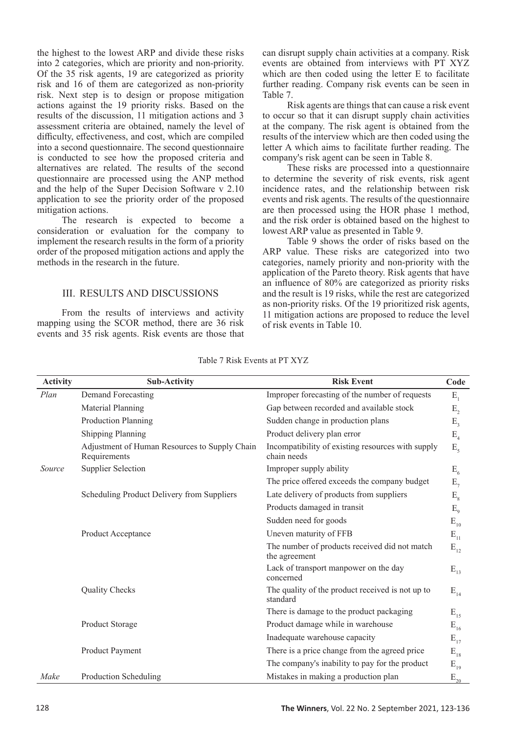the highest to the lowest ARP and divide these risks into 2 categories, which are priority and non-priority. Of the 35 risk agents, 19 are categorized as priority risk and 16 of them are categorized as non-priority risk. Next step is to design or propose mitigation actions against the 19 priority risks. Based on the results of the discussion, 11 mitigation actions and 3 assessment criteria are obtained, namely the level of difficulty, effectiveness, and cost, which are compiled into a second questionnaire. The second questionnaire is conducted to see how the proposed criteria and alternatives are related. The results of the second questionnaire are processed using the ANP method and the help of the Super Decision Software v 2.10 application to see the priority order of the proposed mitigation actions.

The research is expected to become a consideration or evaluation for the company to implement the research results in the form of a priority order of the proposed mitigation actions and apply the methods in the research in the future.

## III. RESULTS AND DISCUSSIONS

From the results of interviews and activity mapping using the SCOR method, there are 36 risk events and 35 risk agents. Risk events are those that can disrupt supply chain activities at a company. Risk events are obtained from interviews with PT XYZ which are then coded using the letter E to facilitate further reading. Company risk events can be seen in Table 7.

Risk agents are things that can cause a risk event to occur so that it can disrupt supply chain activities at the company. The risk agent is obtained from the results of the interview which are then coded using the letter A which aims to facilitate further reading. The company's risk agent can be seen in Table 8.

These risks are processed into a questionnaire to determine the severity of risk events, risk agent incidence rates, and the relationship between risk events and risk agents. The results of the questionnaire are then processed using the HOR phase 1 method, and the risk order is obtained based on the highest to lowest ARP value as presented in Table 9.

Table 9 shows the order of risks based on the ARP value. These risks are categorized into two categories, namely priority and non-priority with the application of the Pareto theory. Risk agents that have an influence of 80% are categorized as priority risks and the result is 19 risks, while the rest are categorized as non-priority risks. Of the 19 prioritized risk agents, 11 mitigation actions are proposed to reduce the level of risk events in Table 10.

Table 7 Risk Events at PT XYZ

| Activity | Sub-Activity | Risk Event | Code |
|---|---|---|---|
| *Plan* | Demand Forecasting | Improper forecasting of the number of requests | $E_1$ |
| | Material Planning | Gap between recorded and available stock | $E_2$ |
| | Production Planning | Sudden change in production plans | $E_3$ |
| | Shipping Planning | Product delivery plan error | $E_4$ |
| | Adjustment of Human Resources to Supply Chain Requirements | Incompatibility of existing resources with supply chain needs | $E_5$ |
| *Source* | Supplier Selection | Improper supply ability | $E_6$ |
| | | The price offered exceeds the company budget | $E_7$ |
| | Scheduling Product Delivery from Suppliers | Late delivery of products from suppliers | $E_8$ |
| | | Products damaged in transit | $E_9$ |
| | | Sudden need for goods | $E_{10}$ |
| | Product Acceptance | Uneven maturity of FFB | $E_{11}$ |
| | | The number of products received did not match the agreement | $E_{12}$ |
| | | Lack of transport manpower on the day concerned | $E_{13}$ |
| | Quality Checks | The quality of the product received is not up to standard | $E_{14}$ |
| | | There is damage to the product packaging | $E_{15}$ |
| | Product Storage | Product damage while in warehouse | $E_{16}$ |
| | | Inadequate warehouse capacity | $E_{17}$ |
| | Product Payment | There is a price change from the agreed price | $E_{18}$ |
| | | The company's inability to pay for the product | $E_{19}$ |
| *Make* | Production Scheduling | Mistakes in making a production plan | $E_{20}$ |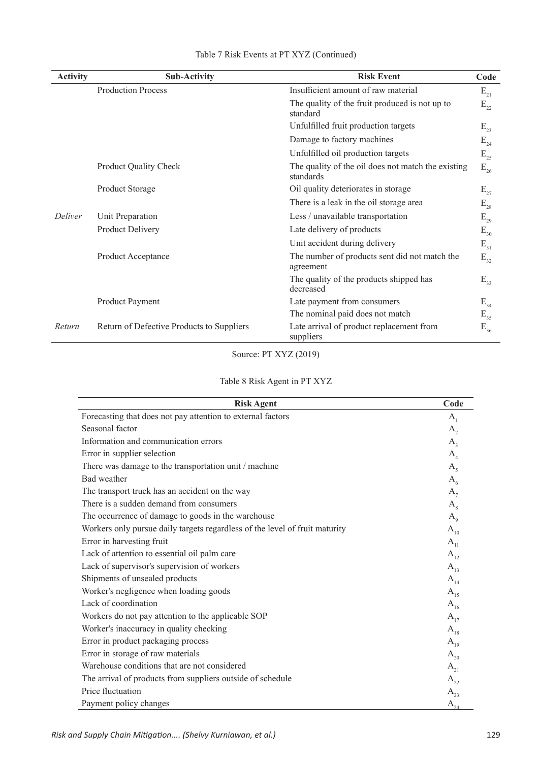Table 7 Risk Events at PT XYZ (Continued)

| Activity | Sub-Activity | Risk Event | Code |
|---|---|---|---|
| | Production Process | Insufficient amount of raw material | $E_{21}$ |
| | | The quality of the fruit produced is not up to standard | $E_{22}$ |
| | | Unfulfilled fruit production targets | $E_{23}$ |
| | | Damage to factory machines | $E_{24}$ |
| | | Unfulfilled oil production targets | $E_{25}$ |
| | Product Quality Check | The quality of the oil does not match the existing standards | $E_{26}$ |
| | Product Storage | Oil quality deteriorates in storage | $E_{27}$ |
| | | There is a leak in the oil storage area | $E_{28}$ |
| *Deliver* | Unit Preparation | Less / unavailable transportation | $E_{29}$ |
| | Product Delivery | Late delivery of products | $E_{30}$ |
| | | Unit accident during delivery | $E_{31}$ |
| | Product Acceptance | The number of products sent did not match the agreement | $E_{32}$ |
| | | The quality of the products shipped has decreased | $E_{33}$ |
| | Product Payment | Late payment from consumers | $E_{34}$ |
| | | The nominal paid does not match | $E_{35}$ |
| *Return* | Return of Defective Products to Suppliers | Late arrival of product replacement from suppliers | $E_{36}$ |

Source: PT XYZ (2019)

Table 8 Risk Agent in PT XYZ

| Risk Agent | Code |
|---|---|
| Forecasting that does not pay attention to external factors | $A_1$ |
| Seasonal factor | $A_2$ |
| Information and communication errors | $A_3$ |
| Error in supplier selection | $A_4$ |
| There was damage to the transportation unit / machine | $A_5$ |
| Bad weather | $A_6$ |
| The transport truck has an accident on the way | $A_7$ |
| There is a sudden demand from consumers | $A_8$ |
| The occurrence of damage to goods in the warehouse | $A_9$ |
| Workers only pursue daily targets regardless of the level of fruit maturity | $A_{10}$ |
| Error in harvesting fruit | $A_{11}$ |
| Lack of attention to essential oil palm care | $A_{12}$ |
| Lack of supervisor's supervision of workers | $A_{13}$ |
| Shipments of unsealed products | $A_{14}$ |
| Worker's negligence when loading goods | $A_{15}$ |
| Lack of coordination | $A_{16}$ |
| Workers do not pay attention to the applicable SOP | $A_{17}$ |
| Worker's inaccuracy in quality checking | $A_{18}$ |
| Error in product packaging process | $A_{19}$ |
| Error in storage of raw materials | $A_{20}$ |
| Warehouse conditions that are not considered | $A_{21}$ |
| The arrival of products from suppliers outside of schedule | $A_{22}$ |
| Price fluctuation | $A_{23}$ |
| Payment policy changes | $A_{24}$ |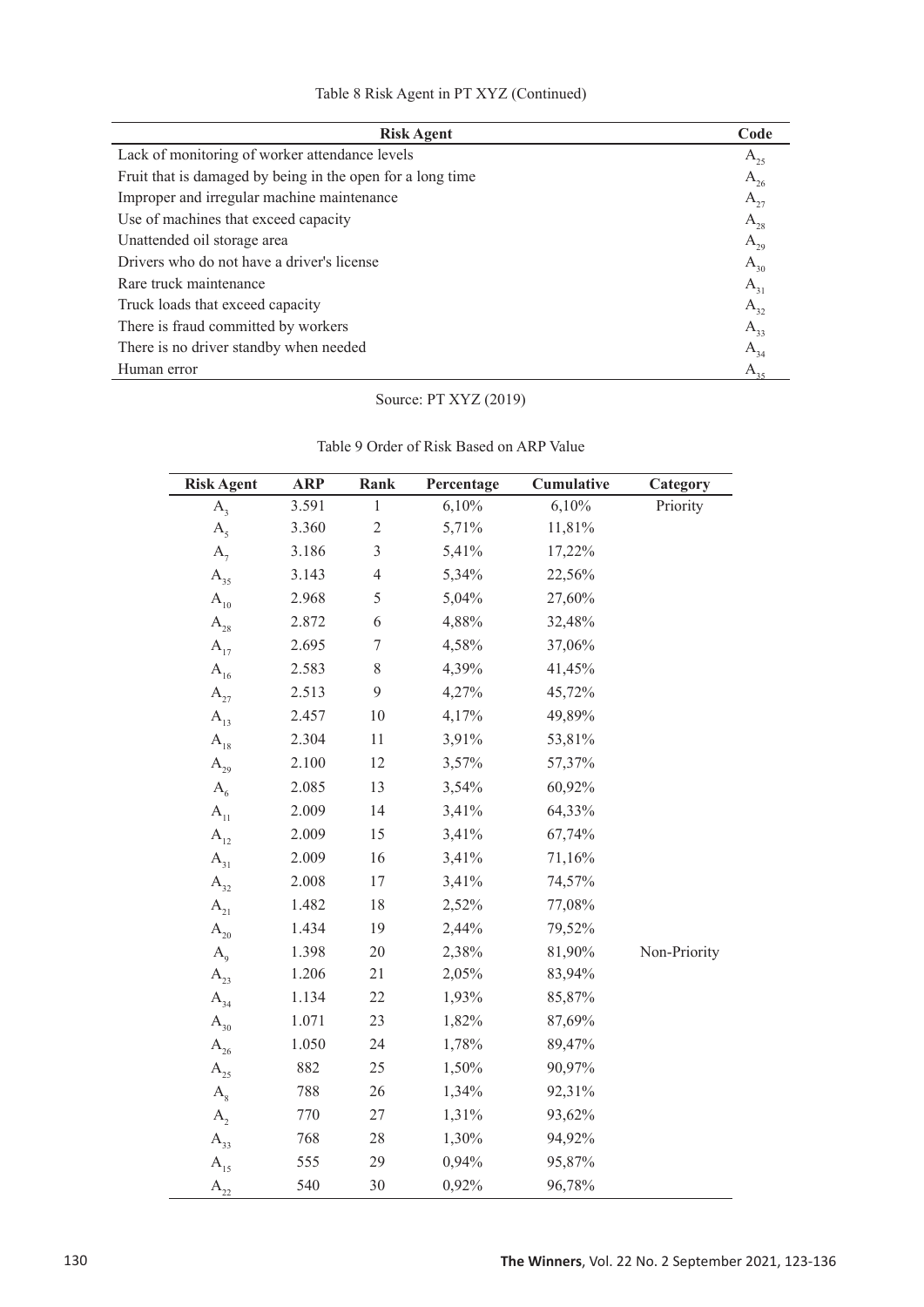Table 8 Risk Agent in PT XYZ (Continued)

| Risk Agent | Code |
| --- | --- |
| Lack of monitoring of worker attendance levels | $A_{25}$ |
| Fruit that is damaged by being in the open for a long time | $A_{26}$ |
| Improper and irregular machine maintenance | $A_{27}$ |
| Use of machines that exceed capacity | $A_{28}$ |
| Unattended oil storage area | $A_{29}$ |
| Drivers who do not have a driver's license | $A_{30}$ |
| Rare truck maintenance | $A_{31}$ |
| Truck loads that exceed capacity | $A_{32}$ |
| There is fraud committed by workers | $A_{33}$ |
| There is no driver standby when needed | $A_{34}$ |
| Human error | $A_{35}$ |

Source: PT XYZ (2019)

Table 9 Order of Risk Based on ARP Value

| Risk Agent | ARP | Rank | Percentage | Cumulative | Category |
| --- | --- | --- | --- | --- | --- |
| $A_3$ | 3.591 | 1 | 6,10% | 6,10% | Priority |
| $A_5$ | 3.360 | 2 | 5,71% | 11,81% | |
| $A_7$ | 3.186 | 3 | 5,41% | 17,22% | |
| $A_{35}$ | 3.143 | 4 | 5,34% | 22,56% | |
| $A_{10}$ | 2.968 | 5 | 5,04% | 27,60% | |
| $A_{28}$ | 2.872 | 6 | 4,88% | 32,48% | |
| $A_{17}$ | 2.695 | 7 | 4,58% | 37,06% | |
| $A_{16}$ | 2.583 | 8 | 4,39% | 41,45% | |
| $A_{27}$ | 2.513 | 9 | 4,27% | 45,72% | |
| $A_{13}$ | 2.457 | 10 | 4,17% | 49,89% | |
| $A_{18}$ | 2.304 | 11 | 3,91% | 53,81% | |
| $A_{29}$ | 2.100 | 12 | 3,57% | 57,37% | |
| $A_6$ | 2.085 | 13 | 3,54% | 60,92% | |
| $A_{11}$ | 2.009 | 14 | 3,41% | 64,33% | |
| $A_{12}$ | 2.009 | 15 | 3,41% | 67,74% | |
| $A_{31}$ | 2.009 | 16 | 3,41% | 71,16% | |
| $A_{32}$ | 2.008 | 17 | 3,41% | 74,57% | |
| $A_{21}$ | 1.482 | 18 | 2,52% | 77,08% | |
| $A_{20}$ | 1.434 | 19 | 2,44% | 79,52% | |
| $A_9$ | 1.398 | 20 | 2,38% | 81,90% | Non-Priority |
| $A_{23}$ | 1.206 | 21 | 2,05% | 83,94% | |
| $A_{34}$ | 1.134 | 22 | 1,93% | 85,87% | |
| $A_{30}$ | 1.071 | 23 | 1,82% | 87,69% | |
| $A_{26}$ | 1.050 | 24 | 1,78% | 89,47% | |
| $A_{25}$ | 882 | 25 | 1,50% | 90,97% | |
| $A_8$ | 788 | 26 | 1,34% | 92,31% | |
| $A_2$ | 770 | 27 | 1,31% | 93,62% | |
| $A_{33}$ | 768 | 28 | 1,30% | 94,92% | |
| $A_{15}$ | 555 | 29 | 0,94% | 95,87% | |
| $A_{22}$ | 540 | 30 | 0,92% | 96,78% | |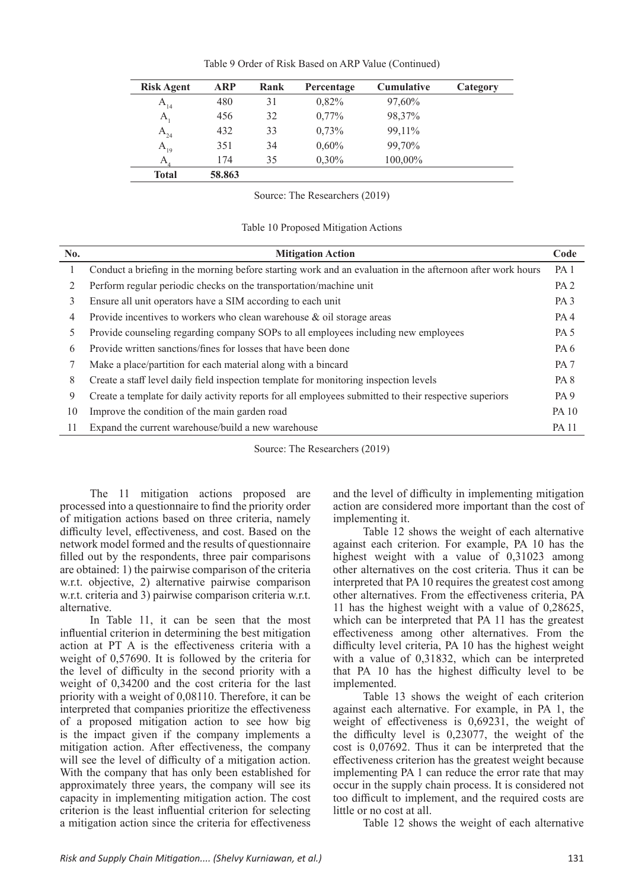Table 9 Order of Risk Based on ARP Value (Continued)

| Risk Agent | ARP | Rank | Percentage | Cumulative | Category |
|---|---|---|---|---|---|
| $A_{14}$ | 480 | 31 | 0,82% | 97,60% | |
| $A_1$ | 456 | 32 | 0,77% | 98,37% | |
| $A_{24}$ | 432 | 33 | 0,73% | 99,11% | |
| $A_{19}$ | 351 | 34 | 0,60% | 99,70% | |
| $A_4$ | 174 | 35 | 0,30% | 100,00% | |
| **Total** | **58.863** | | | | |

Source: The Researchers (2019)

Table 10 Proposed Mitigation Actions

| No. | Mitigation Action | Code |
|---|---|---|
| 1 | Conduct a briefing in the morning before starting work and an evaluation in the afternoon after work hours | PA 1 |
| 2 | Perform regular periodic checks on the transportation/machine unit | PA 2 |
| 3 | Ensure all unit operators have a SIM according to each unit | PA 3 |
| 4 | Provide incentives to workers who clean warehouse & oil storage areas | PA 4 |
| 5 | Provide counseling regarding company SOPs to all employees including new employees | PA 5 |
| 6 | Provide written sanctions/fines for losses that have been done | PA 6 |
| 7 | Make a place/partition for each material along with a bincard | PA 7 |
| 8 | Create a staff level daily field inspection template for monitoring inspection levels | PA 8 |
| 9 | Create a template for daily activity reports for all employees submitted to their respective superiors | PA 9 |
| 10 | Improve the condition of the main garden road | PA 10 |
| 11 | Expand the current warehouse/build a new warehouse | PA 11 |

Source: The Researchers (2019)

The 11 mitigation actions proposed are processed into a questionnaire to find the priority order of mitigation actions based on three criteria, namely difficulty level, effectiveness, and cost. Based on the network model formed and the results of questionnaire filled out by the respondents, three pair comparisons are obtained: 1) the pairwise comparison of the criteria w.r.t. objective, 2) alternative pairwise comparison w.r.t. criteria and 3) pairwise comparison criteria w.r.t. alternative.

In Table 11, it can be seen that the most influential criterion in determining the best mitigation action at PT A is the effectiveness criteria with a weight of 0,57690. It is followed by the criteria for the level of difficulty in the second priority with a weight of 0,34200 and the cost criteria for the last priority with a weight of 0,08110. Therefore, it can be interpreted that companies prioritize the effectiveness of a proposed mitigation action to see how big is the impact given if the company implements a mitigation action. After effectiveness, the company will see the level of difficulty of a mitigation action. With the company that has only been established for approximately three years, the company will see its capacity in implementing mitigation action. The cost criterion is the least influential criterion for selecting a mitigation action since the criteria for effectiveness and the level of difficulty in implementing mitigation action are considered more important than the cost of implementing it.

Table 12 shows the weight of each alternative against each criterion. For example, PA 10 has the highest weight with a value of 0,31023 among other alternatives on the cost criteria. Thus it can be interpreted that PA 10 requires the greatest cost among other alternatives. From the effectiveness criteria, PA 11 has the highest weight with a value of 0,28625, which can be interpreted that PA 11 has the greatest effectiveness among other alternatives. From the difficulty level criteria, PA 10 has the highest weight with a value of 0,31832, which can be interpreted that PA 10 has the highest difficulty level to be implemented.

Table 13 shows the weight of each criterion against each alternative. For example, in PA 1, the weight of effectiveness is 0,69231, the weight of the difficulty level is 0,23077, the weight of the cost is 0,07692. Thus it can be interpreted that the effectiveness criterion has the greatest weight because implementing PA 1 can reduce the error rate that may occur in the supply chain process. It is considered not too difficult to implement, and the required costs are little or no cost at all.

Table 12 shows the weight of each alternative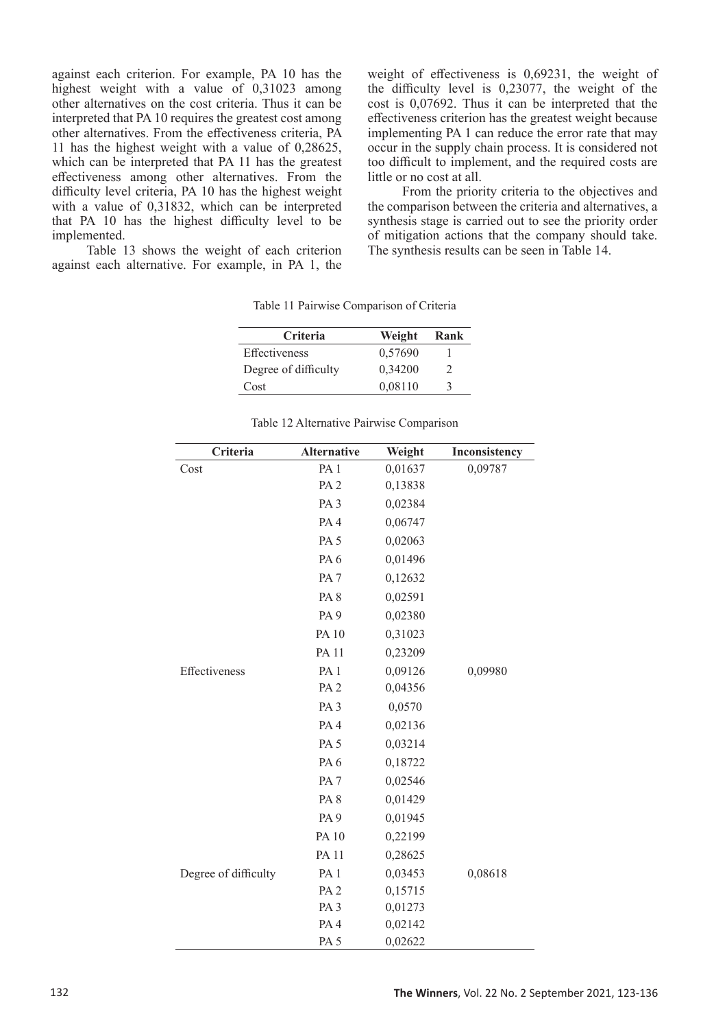against each criterion. For example, PA 10 has the highest weight with a value of 0,31023 among other alternatives on the cost criteria. Thus it can be interpreted that PA 10 requires the greatest cost among other alternatives. From the effectiveness criteria, PA 11 has the highest weight with a value of 0,28625, which can be interpreted that PA 11 has the greatest effectiveness among other alternatives. From the difficulty level criteria, PA 10 has the highest weight with a value of 0,31832, which can be interpreted that PA 10 has the highest difficulty level to be implemented.

Table 13 shows the weight of each criterion against each alternative. For example, in PA 1, the weight of effectiveness is 0,69231, the weight of the difficulty level is 0,23077, the weight of the cost is 0,07692. Thus it can be interpreted that the effectiveness criterion has the greatest weight because implementing PA 1 can reduce the error rate that may occur in the supply chain process. It is considered not too difficult to implement, and the required costs are little or no cost at all.

From the priority criteria to the objectives and the comparison between the criteria and alternatives, a synthesis stage is carried out to see the priority order of mitigation actions that the company should take. The synthesis results can be seen in Table 14.

Table 11 Pairwise Comparison of Criteria

| Criteria | Weight | Rank |
|---|---|---|
| Effectiveness | 0,57690 | 1 |
| Degree of difficulty | 0,34200 | 2 |
| Cost | 0,08110 | 3 |

Table 12 Alternative Pairwise Comparison

| Criteria | Alternative | Weight | Inconsistency |
|---|---|---|---|
| Cost | PA 1 | 0,01637 | 0,09787 |
| | PA 2 | 0,13838 | |
| | PA 3 | 0,02384 | |
| | PA 4 | 0,06747 | |
| | PA 5 | 0,02063 | |
| | PA 6 | 0,01496 | |
| | PA 7 | 0,12632 | |
| | PA 8 | 0,02591 | |
| | PA 9 | 0,02380 | |
| | PA 10 | 0,31023 | |
| | PA 11 | 0,23209 | |
| Effectiveness | PA 1 | 0,09126 | 0,09980 |
| | PA 2 | 0,04356 | |
| | PA 3 | 0,0570 | |
| | PA 4 | 0,02136 | |
| | PA 5 | 0,03214 | |
| | PA 6 | 0,18722 | |
| | PA 7 | 0,02546 | |
| | PA 8 | 0,01429 | |
| | PA 9 | 0,01945 | |
| | PA 10 | 0,22199 | |
| | PA 11 | 0,28625 | |
| Degree of difficulty | PA 1 | 0,03453 | 0,08618 |
| | PA 2 | 0,15715 | |
| | PA 3 | 0,01273 | |
| | PA 4 | 0,02142 | |
| | PA 5 | 0,02622 | |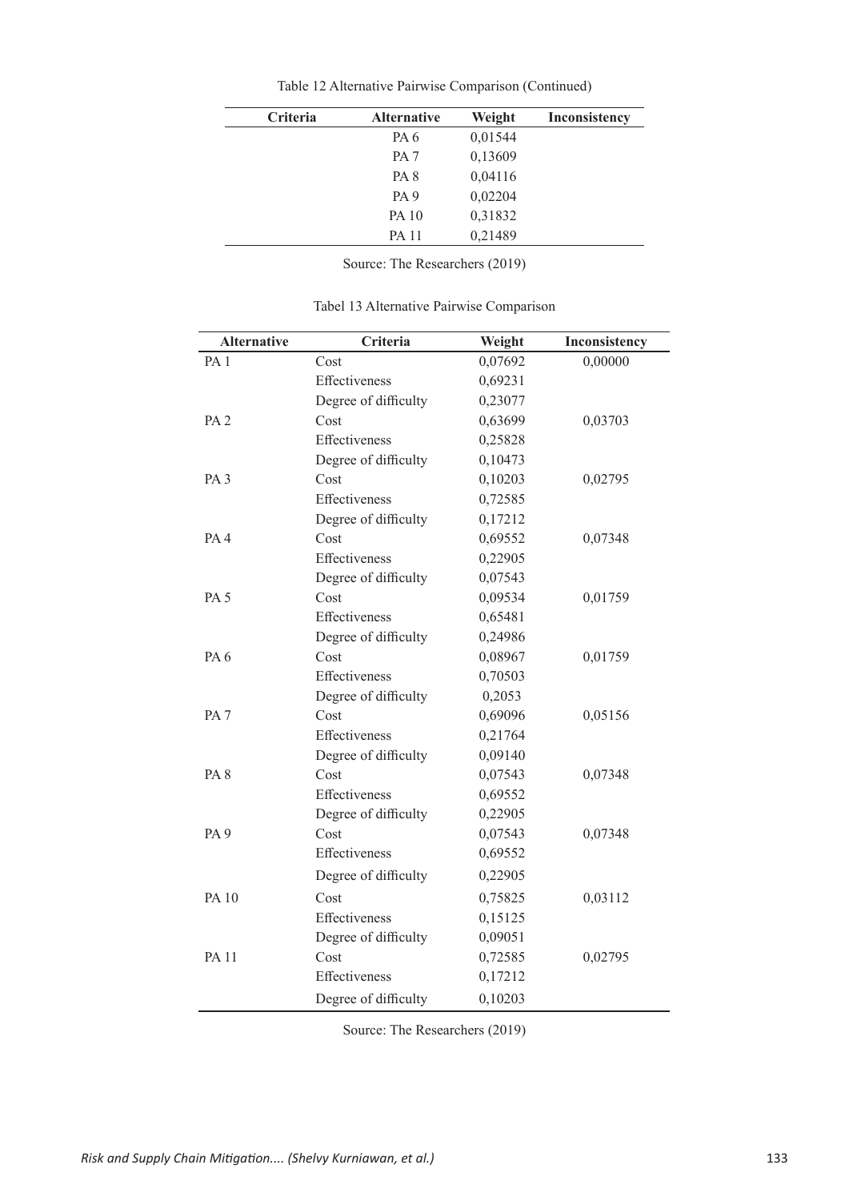Table 12 Alternative Pairwise Comparison (Continued)

| Criteria | Alternative | Weight | Inconsistency |
|---|---|---|---|
| | PA 6 | 0,01544 | |
| | PA 7 | 0,13609 | |
| | PA 8 | 0,04116 | |
| | PA 9 | 0,02204 | |
| | PA 10 | 0,31832 | |
| | PA 11 | 0,21489 | |

Source: The Researchers (2019)

Tabel 13 Alternative Pairwise Comparison

| Alternative | Criteria | Weight | Inconsistency |
|---|---|---|---|
| PA 1 | Cost | 0,07692 | 0,00000 |
| | Effectiveness | 0,69231 | |
| | Degree of difficulty | 0,23077 | |
| PA 2 | Cost | 0,63699 | 0,03703 |
| | Effectiveness | 0,25828 | |
| | Degree of difficulty | 0,10473 | |
| PA 3 | Cost | 0,10203 | 0,02795 |
| | Effectiveness | 0,72585 | |
| | Degree of difficulty | 0,17212 | |
| PA 4 | Cost | 0,69552 | 0,07348 |
| | Effectiveness | 0,22905 | |
| | Degree of difficulty | 0,07543 | |
| PA 5 | Cost | 0,09534 | 0,01759 |
| | Effectiveness | 0,65481 | |
| | Degree of difficulty | 0,24986 | |
| PA 6 | Cost | 0,08967 | 0,01759 |
| | Effectiveness | 0,70503 | |
| | Degree of difficulty | 0,2053 | |
| PA 7 | Cost | 0,69096 | 0,05156 |
| | Effectiveness | 0,21764 | |
| | Degree of difficulty | 0,09140 | |
| PA 8 | Cost | 0,07543 | 0,07348 |
| | Effectiveness | 0,69552 | |
| | Degree of difficulty | 0,22905 | |
| PA 9 | Cost | 0,07543 | 0,07348 |
| | Effectiveness | 0,69552 | |
| | Degree of difficulty | 0,22905 | |
| PA 10 | Cost | 0,75825 | 0,03112 |
| | Effectiveness | 0,15125 | |
| | Degree of difficulty | 0,09051 | |
| PA 11 | Cost | 0,72585 | 0,02795 |
| | Effectiveness | 0,17212 | |
| | Degree of difficulty | 0,10203 | |

Source: The Researchers (2019)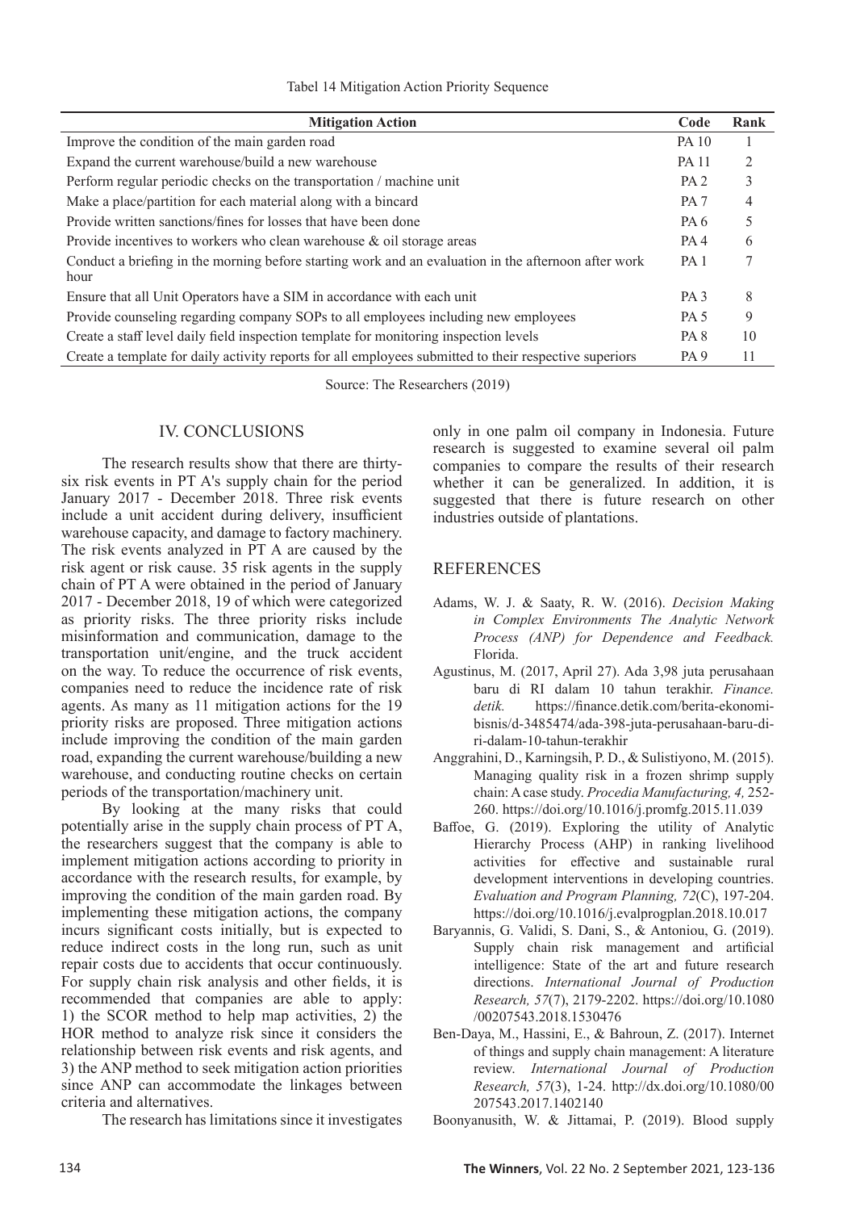Tabel 14 Mitigation Action Priority Sequence

| Mitigation Action | Code | Rank |
|---|---|---|
| Improve the condition of the main garden road | PA 10 | 1 |
| Expand the current warehouse/build a new warehouse | PA 11 | 2 |
| Perform regular periodic checks on the transportation / machine unit | PA 2 | 3 |
| Make a place/partition for each material along with a bincard | PA 7 | 4 |
| Provide written sanctions/fines for losses that have been done | PA 6 | 5 |
| Provide incentives to workers who clean warehouse & oil storage areas | PA 4 | 6 |
| Conduct a briefing in the morning before starting work and an evaluation in the afternoon after work hour | PA 1 | 7 |
| Ensure that all Unit Operators have a SIM in accordance with each unit | PA 3 | 8 |
| Provide counseling regarding company SOPs to all employees including new employees | PA 5 | 9 |
| Create a staff level daily field inspection template for monitoring inspection levels | PA 8 | 10 |
| Create a template for daily activity reports for all employees submitted to their respective superiors | PA 9 | 11 |

Source: The Researchers (2019)

## IV. CONCLUSIONS

The research results show that there are thirty-six risk events in PT A's supply chain for the period January 2017 - December 2018. Three risk events include a unit accident during delivery, insufficient warehouse capacity, and damage to factory machinery. The risk events analyzed in PT A are caused by the risk agent or risk cause. 35 risk agents in the supply chain of PT A were obtained in the period of January 2017 - December 2018, 19 of which were categorized as priority risks. The three priority risks include misinformation and communication, damage to the transportation unit/engine, and the truck accident on the way. To reduce the occurrence of risk events, companies need to reduce the incidence rate of risk agents. As many as 11 mitigation actions for the 19 priority risks are proposed. Three mitigation actions include improving the condition of the main garden road, expanding the current warehouse/building a new warehouse, and conducting routine checks on certain periods of the transportation/machinery unit.

By looking at the many risks that could potentially arise in the supply chain process of PT A, the researchers suggest that the company is able to implement mitigation actions according to priority in accordance with the research results, for example, by improving the condition of the main garden road. By implementing these mitigation actions, the company incurs significant costs initially, but is expected to reduce indirect costs in the long run, such as unit repair costs due to accidents that occur continuously. For supply chain risk analysis and other fields, it is recommended that companies are able to apply: 1) the SCOR method to help map activities, 2) the HOR method to analyze risk since it considers the relationship between risk events and risk agents, and 3) the ANP method to seek mitigation action priorities since ANP can accommodate the linkages between criteria and alternatives.

The research has limitations since it investigates only in one palm oil company in Indonesia. Future research is suggested to examine several oil palm companies to compare the results of their research whether it can be generalized. In addition, it is suggested that there is future research on other industries outside of plantations.

## REFERENCES

Adams, W. J. & Saaty, R. W. (2016). *Decision Making in Complex Environments The Analytic Network Process (ANP) for Dependence and Feedback.* Florida.

Agustinus, M. (2017, April 27). Ada 3,98 juta perusahaan baru di RI dalam 10 tahun terakhir. *Finance. detik.* https://finance.detik.com/berita-ekonomi-bisnis/d-3485474/ada-398-juta-perusahaan-baru-di-ri-dalam-10-tahun-terakhir

Anggrahini, D., Karningsih, P. D., & Sulistiyono, M. (2015). Managing quality risk in a frozen shrimp supply chain: A case study. *Procedia Manufacturing, 4,* 252-260. https://doi.org/10.1016/j.promfg.2015.11.039

Baffoe, G. (2019). Exploring the utility of Analytic Hierarchy Process (AHP) in ranking livelihood activities for effective and sustainable rural development interventions in developing countries. *Evaluation and Program Planning, 72*(C), 197-204. https://doi.org/10.1016/j.evalprogplan.2018.10.017

Baryannis, G. Validi, S. Dani, S., & Antoniou, G. (2019). Supply chain risk management and artificial intelligence: State of the art and future research directions. *International Journal of Production Research, 57*(7), 2179-2202. https://doi.org/10.1080/00207543.2018.1530476

Ben-Daya, M., Hassini, E., & Bahroun, Z. (2017). Internet of things and supply chain management: A literature review. *International Journal of Production Research, 57*(3), 1-24. http://dx.doi.org/10.1080/00207543.2017.1402140

Boonyanusith, W. & Jittamai, P. (2019). Blood supply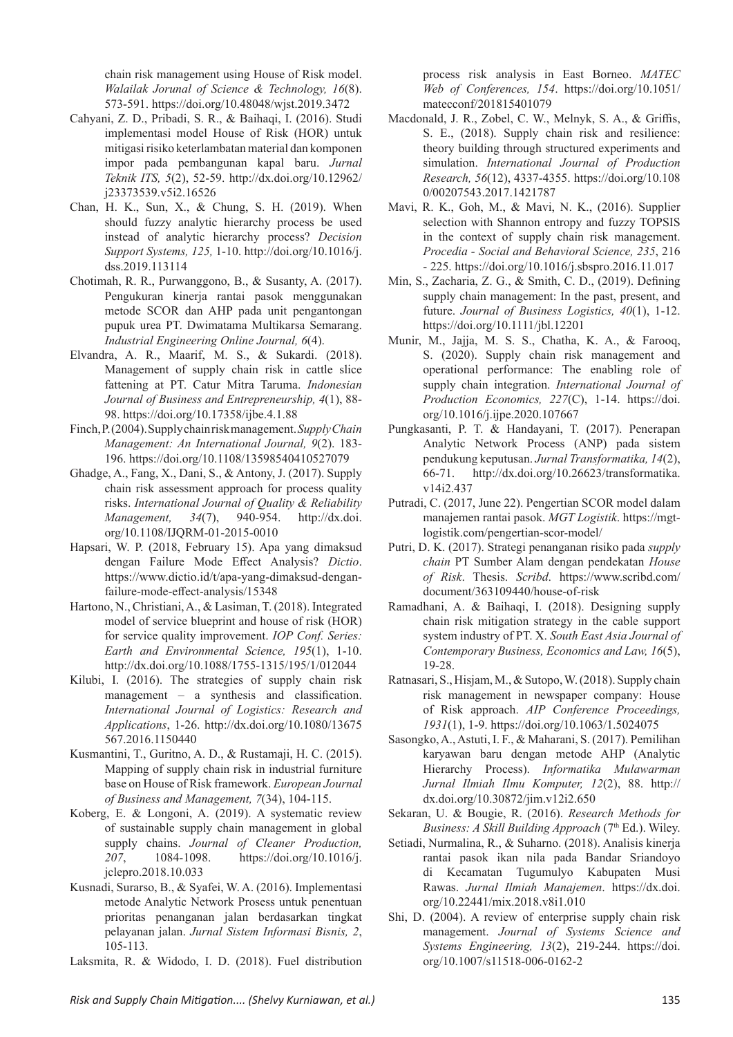chain risk management using House of Risk model. *Walailak Jorunal of Science & Technology, 16*(8). 573-591. https://doi.org/10.48048/wjst.2019.3472

Cahyani, Z. D., Pribadi, S. R., & Baihaqi, I. (2016). Studi implementasi model House of Risk (HOR) untuk mitigasi risiko keterlambatan material dan komponen impor pada pembangunan kapal baru. *Jurnal Teknik ITS, 5*(2), 52-59. http://dx.doi.org/10.12962/j23373539.v5i2.16526

Chan, H. K., Sun, X., & Chung, S. H. (2019). When should fuzzy analytic hierarchy process be used instead of analytic hierarchy process? *Decision Support Systems, 125,* 1-10. http://doi.org/10.1016/j.dss.2019.113114

Chotimah, R. R., Purwanggono, B., & Susanty, A. (2017). Pengukuran kinerja rantai pasok menggunakan metode SCOR dan AHP pada unit pengantongan pupuk urea PT. Dwimatama Multikarsa Semarang. *Industrial Engineering Online Journal, 6*(4).

Elvandra, A. R., Maarif, M. S., & Sukardi. (2018). Management of supply chain risk in cattle slice fattening at PT. Catur Mitra Taruma. *Indonesian Journal of Business and Entrepreneurship, 4*(1), 88-98. https://doi.org/10.17358/ijbe.4.1.88

Finch, P. (2004). Supply chain risk management. *Supply Chain Management: An International Journal, 9*(2). 183-196. https://doi.org/10.1108/13598540410527079

Ghadge, A., Fang, X., Dani, S., & Antony, J. (2017). Supply chain risk assessment approach for process quality risks. *International Journal of Quality & Reliability Management, 34*(7), 940-954. http://dx.doi.org/10.1108/IJQRM-01-2015-0010

Hapsari, W. P. (2018, February 15). Apa yang dimaksud dengan Failure Mode Effect Analysis? *Dictio*. https://www.dictio.id/t/apa-yang-dimaksud-dengan-failure-mode-effect-analysis/15348

Hartono, N., Christiani, A., & Lasiman, T. (2018). Integrated model of service blueprint and house of risk (HOR) for service quality improvement. *IOP Conf. Series: Earth and Environmental Science, 195*(1), 1-10. http://dx.doi.org/10.1088/1755-1315/195/1/012044

Kilubi, I. (2016). The strategies of supply chain risk management – a synthesis and classification. *International Journal of Logistics: Research and Applications*, 1-26. http://dx.doi.org/10.1080/13675567.2016.1150440

Kusmantini, T., Guritno, A. D., & Rustamaji, H. C. (2015). Mapping of supply chain risk in industrial furniture base on House of Risk framework. *European Journal of Business and Management, 7*(34), 104-115.

Koberg, E. & Longoni, A. (2019). A systematic review of sustainable supply chain management in global supply chains. *Journal of Cleaner Production, 207*, 1084-1098. https://doi.org/10.1016/j.jclepro.2018.10.033

Kusnadi, Surarso, B., & Syafei, W. A. (2016). Implementasi metode Analytic Network Prosess untuk penentuan prioritas penanganan jalan berdasarkan tingkat pelayanan jalan. *Jurnal Sistem Informasi Bisnis, 2*, 105-113.

Laksmita, R. & Widodo, I. D. (2018). Fuel distribution process risk analysis in East Borneo. *MATEC Web of Conferences, 154*. https://doi.org/10.1051/matecconf/201815401079

Macdonald, J. R., Zobel, C. W., Melnyk, S. A., & Griffis, S. E., (2018). Supply chain risk and resilience: theory building through structured experiments and simulation. *International Journal of Production Research, 56*(12), 4337-4355. https://doi.org/10.1080/00207543.2017.1421787

Mavi, R. K., Goh, M., & Mavi, N. K., (2016). Supplier selection with Shannon entropy and fuzzy TOPSIS in the context of supply chain risk management. *Procedia - Social and Behavioral Science, 235*, 216 - 225. https://doi.org/10.1016/j.sbspro.2016.11.017

Min, S., Zacharia, Z. G., & Smith, C. D., (2019). Defining supply chain management: In the past, present, and future. *Journal of Business Logistics, 40*(1), 1-12. https://doi.org/10.1111/jbl.12201

Munir, M., Jajja, M. S. S., Chatha, K. A., & Farooq, S. (2020). Supply chain risk management and operational performance: The enabling role of supply chain integration. *International Journal of Production Economics, 227*(C), 1-14. https://doi.org/10.1016/j.ijpe.2020.107667

Pungkasanti, P. T. & Handayani, T. (2017). Penerapan Analytic Network Process (ANP) pada sistem pendukung keputusan. *Jurnal Transformatika, 14*(2), 66-71. http://dx.doi.org/10.26623/transformatika.v14i2.437

Putradi, C. (2017, June 22). Pengertian SCOR model dalam manajemen rantai pasok. *MGT Logistik*. https://mgt-logistik.com/pengertian-scor-model/

Putri, D. K. (2017). Strategi penanganan risiko pada *supply chain* PT Sumber Alam dengan pendekatan *House of Risk*. Thesis. *Scribd*. https://www.scribd.com/document/363109440/house-of-risk

Ramadhani, A. & Baihaqi, I. (2018). Designing supply chain risk mitigation strategy in the cable support system industry of PT. X. *South East Asia Journal of Contemporary Business, Economics and Law, 16*(5), 19-28.

Ratnasari, S., Hisjam, M., & Sutopo, W. (2018). Supply chain risk management in newspaper company: House of Risk approach. *AIP Conference Proceedings, 1931*(1), 1-9. https://doi.org/10.1063/1.5024075

Sasongko, A., Astuti, I. F., & Maharani, S. (2017). Pemilihan karyawan baru dengan metode AHP (Analytic Hierarchy Process). *Informatika Mulawarman Jurnal Ilmiah Ilmu Komputer, 12*(2), 88. http://dx.doi.org/10.30872/jim.v12i2.650

Sekaran, U. & Bougie, R. (2016). *Research Methods for Business: A Skill Building Approach* (7th Ed.). Wiley.

Setiadi, Nurmalina, R., & Suharno. (2018). Analisis kinerja rantai pasok ikan nila pada Bandar Sriandoyo di Kecamatan Tugumulyo Kabupaten Musi Rawas. *Jurnal Ilmiah Manajemen*. https://dx.doi.org/10.22441/mix.2018.v8i1.010

Shi, D. (2004). A review of enterprise supply chain risk management. *Journal of Systems Science and Systems Engineering, 13*(2), 219-244. https://doi.org/10.1007/s11518-006-0162-2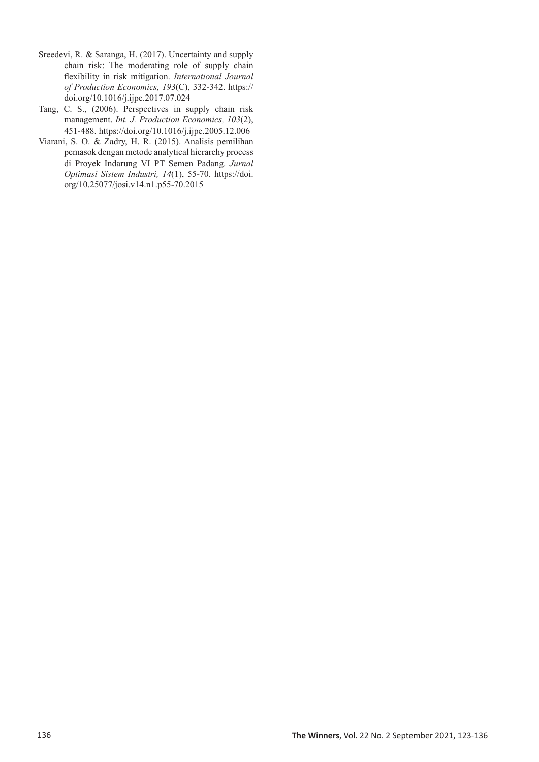Sreedevi, R. & Saranga, H. (2017). Uncertainty and supply chain risk: The moderating role of supply chain flexibility in risk mitigation. *International Journal of Production Economics, 193*(C), 332-342. https://doi.org/10.1016/j.ijpe.2017.07.024

Tang, C. S., (2006). Perspectives in supply chain risk management. *Int. J. Production Economics, 103*(2), 451-488. https://doi.org/10.1016/j.ijpe.2005.12.006

Viarani, S. O. & Zadry, H. R. (2015). Analisis pemilihan pemasok dengan metode analytical hierarchy process di Proyek Indarung VI PT Semen Padang. *Jurnal Optimasi Sistem Industri, 14*(1), 55-70. https://doi.org/10.25077/josi.v14.n1.p55-70.2015